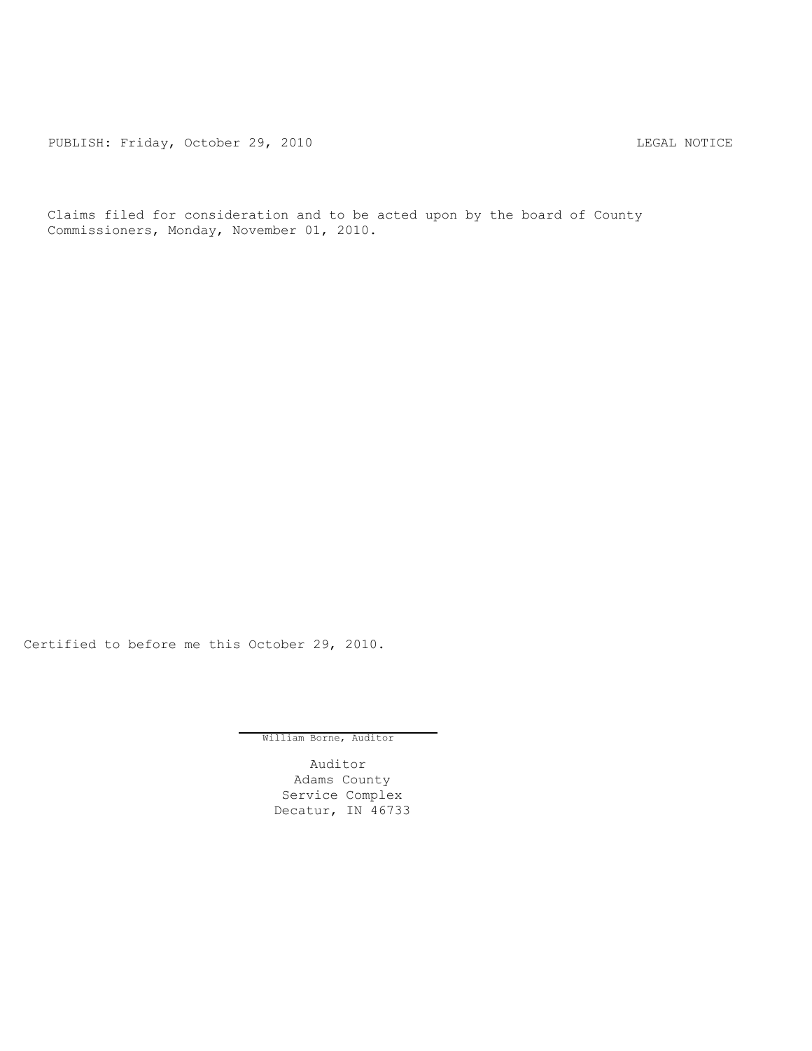PUBLISH: Friday, October 29, 2010 LEGAL NOTICE

Claims filed for consideration and to be acted upon by the board of County Commissioners, Monday, November 01, 2010.

Certified to before me this October 29, 2010.

William Borne, Auditor

Auditor
Adams County
Service Complex
Decatur, IN 46733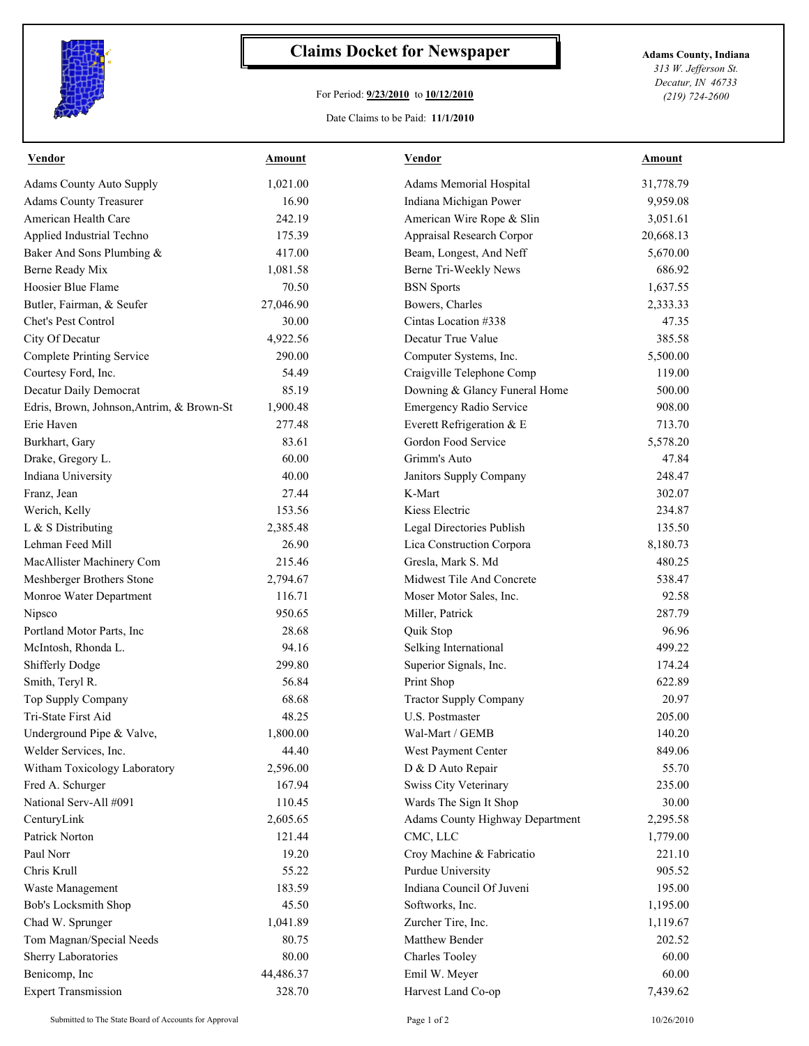# Claims Docket for Newspaper

**Adams County, Indiana**
*313 W. Jefferson St.*
*Decatur, IN 46733*
*(219) 724-2600*

For Period: **9/23/2010** to **10/12/2010**

Date Claims to be Paid: **11/1/2010**

| Vendor | Amount | Vendor | Amount |
|---|---|---|---|
| Adams County Auto Supply | 1,021.00 | Adams Memorial Hospital | 31,778.79 |
| Adams County Treasurer | 16.90 | Indiana Michigan Power | 9,959.08 |
| American Health Care | 242.19 | American Wire Rope & Slin | 3,051.61 |
| Applied Industrial Techno | 175.39 | Appraisal Research Corpor | 20,668.13 |
| Baker And Sons Plumbing & | 417.00 | Beam, Longest, And Neff | 5,670.00 |
| Berne Ready Mix | 1,081.58 | Berne Tri-Weekly News | 686.92 |
| Hoosier Blue Flame | 70.50 | BSN Sports | 1,637.55 |
| Butler, Fairman, & Seufer | 27,046.90 | Bowers, Charles | 2,333.33 |
| Chet's Pest Control | 30.00 | Cintas Location #338 | 47.35 |
| City Of Decatur | 4,922.56 | Decatur True Value | 385.58 |
| Complete Printing Service | 290.00 | Computer Systems, Inc. | 5,500.00 |
| Courtesy Ford, Inc. | 54.49 | Craigville Telephone Comp | 119.00 |
| Decatur Daily Democrat | 85.19 | Downing & Glancy Funeral Home | 500.00 |
| Edris, Brown, Johnson,Antrim, & Brown-St | 1,900.48 | Emergency Radio Service | 908.00 |
| Erie Haven | 277.48 | Everett Refrigeration & E | 713.70 |
| Burkhart, Gary | 83.61 | Gordon Food Service | 5,578.20 |
| Drake, Gregory L. | 60.00 | Grimm's Auto | 47.84 |
| Indiana University | 40.00 | Janitors Supply Company | 248.47 |
| Franz, Jean | 27.44 | K-Mart | 302.07 |
| Werich, Kelly | 153.56 | Kiess Electric | 234.87 |
| L & S Distributing | 2,385.48 | Legal Directories Publish | 135.50 |
| Lehman Feed Mill | 26.90 | Lica Construction Corpora | 8,180.73 |
| MacAllister Machinery Com | 215.46 | Gresla, Mark S. Md | 480.25 |
| Meshberger Brothers Stone | 2,794.67 | Midwest Tile And Concrete | 538.47 |
| Monroe Water Department | 116.71 | Moser Motor Sales, Inc. | 92.58 |
| Nipsco | 950.65 | Miller, Patrick | 287.79 |
| Portland Motor Parts, Inc | 28.68 | Quik Stop | 96.96 |
| McIntosh, Rhonda L. | 94.16 | Selking International | 499.22 |
| Shifferly Dodge | 299.80 | Superior Signals, Inc. | 174.24 |
| Smith, Teryl R. | 56.84 | Print Shop | 622.89 |
| Top Supply Company | 68.68 | Tractor Supply Company | 20.97 |
| Tri-State First Aid | 48.25 | U.S. Postmaster | 205.00 |
| Underground Pipe & Valve, | 1,800.00 | Wal-Mart / GEMB | 140.20 |
| Welder Services, Inc. | 44.40 | West Payment Center | 849.06 |
| Witham Toxicology Laboratory | 2,596.00 | D & D Auto Repair | 55.70 |
| Fred A. Schurger | 167.94 | Swiss City Veterinary | 235.00 |
| National Serv-All #091 | 110.45 | Wards The Sign It Shop | 30.00 |
| CenturyLink | 2,605.65 | Adams County Highway Department | 2,295.58 |
| Patrick Norton | 121.44 | CMC, LLC | 1,779.00 |
| Paul Norr | 19.20 | Croy Machine & Fabricatio | 221.10 |
| Chris Krull | 55.22 | Purdue University | 905.52 |
| Waste Management | 183.59 | Indiana Council Of Juveni | 195.00 |
| Bob's Locksmith Shop | 45.50 | Softworks, Inc. | 1,195.00 |
| Chad W. Sprunger | 1,041.89 | Zurcher Tire, Inc. | 1,119.67 |
| Tom Magnan/Special Needs | 80.75 | Matthew Bender | 202.52 |
| Sherry Laboratories | 80.00 | Charles Tooley | 60.00 |
| Benicomp, Inc | 44,486.37 | Emil W. Meyer | 60.00 |
| Expert Transmission | 328.70 | Harvest Land Co-op | 7,439.62 |

Submitted to The State Board of Accounts for Approval — 10/26/2010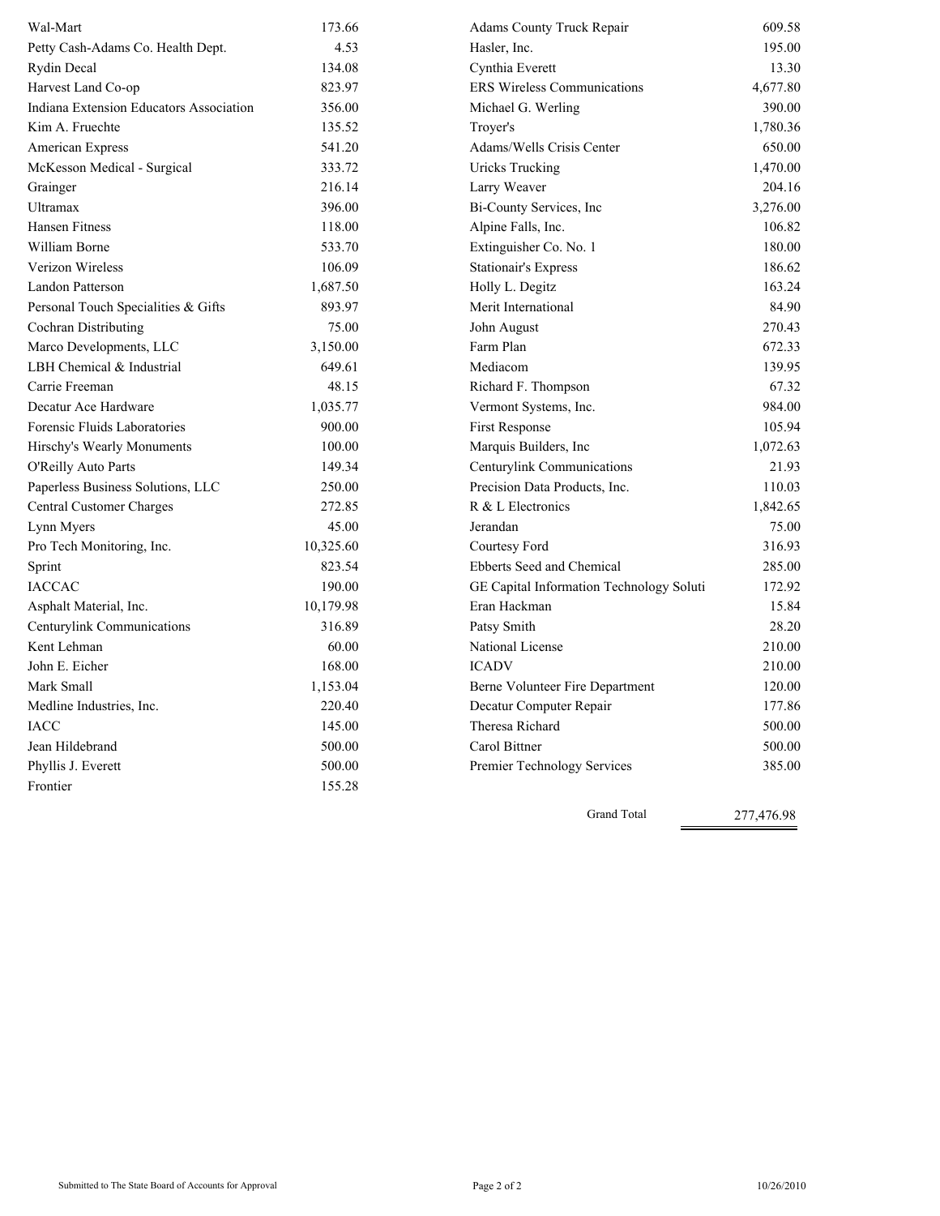| | | | |
|---|---|---|---|
| Wal-Mart | 173.66 | Adams County Truck Repair | 609.58 |
| Petty Cash-Adams Co. Health Dept. | 4.53 | Hasler, Inc. | 195.00 |
| Rydin Decal | 134.08 | Cynthia Everett | 13.30 |
| Harvest Land Co-op | 823.97 | ERS Wireless Communications | 4,677.80 |
| Indiana Extension Educators Association | 356.00 | Michael G. Werling | 390.00 |
| Kim A. Fruechte | 135.52 | Troyer's | 1,780.36 |
| American Express | 541.20 | Adams/Wells Crisis Center | 650.00 |
| McKesson Medical - Surgical | 333.72 | Uricks Trucking | 1,470.00 |
| Grainger | 216.14 | Larry Weaver | 204.16 |
| Ultramax | 396.00 | Bi-County Services, Inc | 3,276.00 |
| Hansen Fitness | 118.00 | Alpine Falls, Inc. | 106.82 |
| William Borne | 533.70 | Extinguisher Co. No. 1 | 180.00 |
| Verizon Wireless | 106.09 | Stationair's Express | 186.62 |
| Landon Patterson | 1,687.50 | Holly L. Degitz | 163.24 |
| Personal Touch Specialities & Gifts | 893.97 | Merit International | 84.90 |
| Cochran Distributing | 75.00 | John August | 270.43 |
| Marco Developments, LLC | 3,150.00 | Farm Plan | 672.33 |
| LBH Chemical & Industrial | 649.61 | Mediacom | 139.95 |
| Carrie Freeman | 48.15 | Richard F. Thompson | 67.32 |
| Decatur Ace Hardware | 1,035.77 | Vermont Systems, Inc. | 984.00 |
| Forensic Fluids Laboratories | 900.00 | First Response | 105.94 |
| Hirschy's Wearly Monuments | 100.00 | Marquis Builders, Inc | 1,072.63 |
| O'Reilly Auto Parts | 149.34 | Centurylink Communications | 21.93 |
| Paperless Business Solutions, LLC | 250.00 | Precision Data Products, Inc. | 110.03 |
| Central Customer Charges | 272.85 | R & L Electronics | 1,842.65 |
| Lynn Myers | 45.00 | Jerandan | 75.00 |
| Pro Tech Monitoring, Inc. | 10,325.60 | Courtesy Ford | 316.93 |
| Sprint | 823.54 | Ebberts Seed and Chemical | 285.00 |
| IACCAC | 190.00 | GE Capital Information Technology Soluti | 172.92 |
| Asphalt Material, Inc. | 10,179.98 | Eran Hackman | 15.84 |
| Centurylink Communications | 316.89 | Patsy Smith | 28.20 |
| Kent Lehman | 60.00 | National License | 210.00 |
| John E. Eicher | 168.00 | ICADV | 210.00 |
| Mark Small | 1,153.04 | Berne Volunteer Fire Department | 120.00 |
| Medline Industries, Inc. | 220.40 | Decatur Computer Repair | 177.86 |
| IACC | 145.00 | Theresa Richard | 500.00 |
| Jean Hildebrand | 500.00 | Carol Bittner | 500.00 |
| Phyllis J. Everett | 500.00 | Premier Technology Services | 385.00 |
| Frontier | 155.28 | | |
| | | Grand Total | 277,476.98 |

Submitted to The State Board of Accounts for Approval

10/26/2010